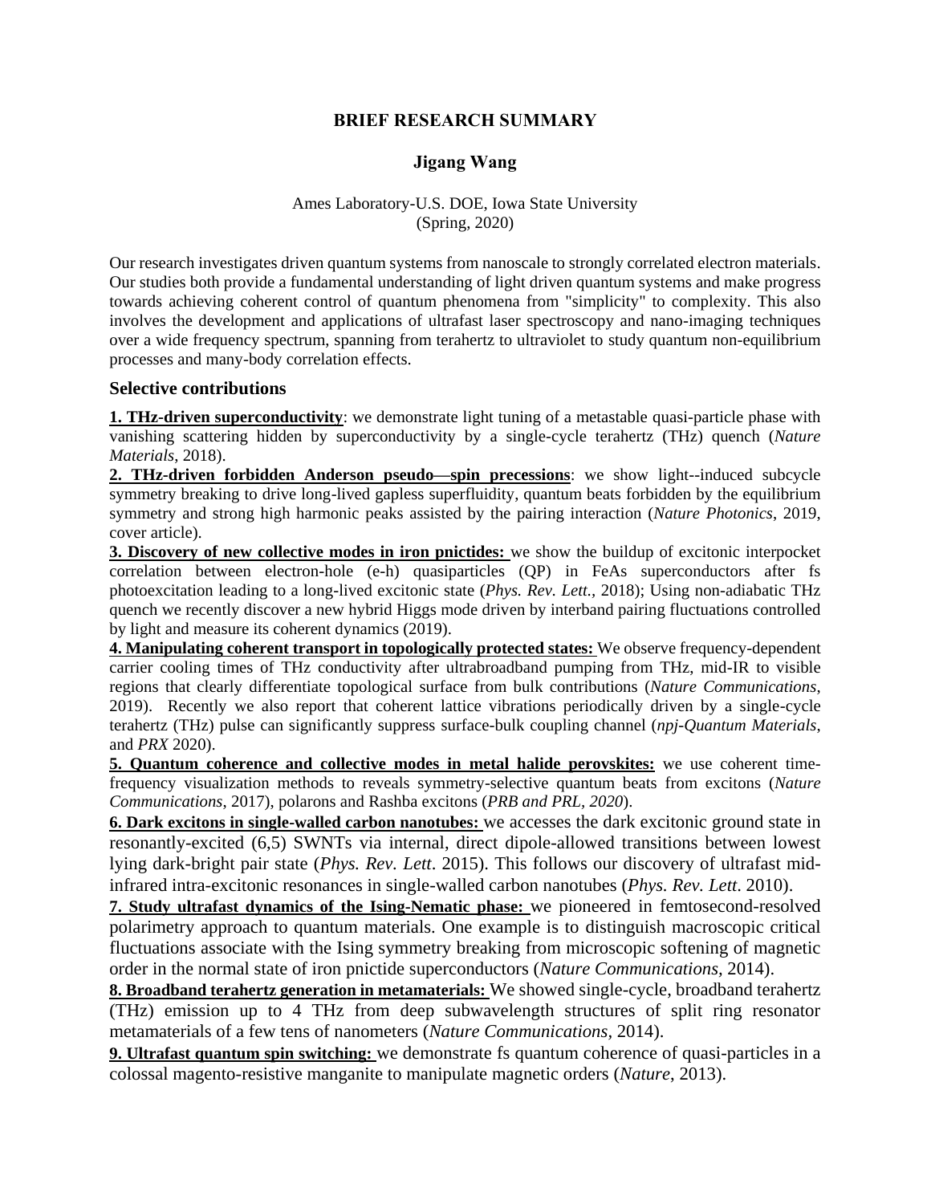# BRIEF RESEARCH SUMMARY

## Jigang Wang

Ames Laboratory-U.S. DOE, Iowa State University
(Spring, 2020)

Our research investigates driven quantum systems from nanoscale to strongly correlated electron materials. Our studies both provide a fundamental understanding of light driven quantum systems and make progress towards achieving coherent control of quantum phenomena from "simplicity" to complexity. This also involves the development and applications of ultrafast laser spectroscopy and nano-imaging techniques over a wide frequency spectrum, spanning from terahertz to ultraviolet to study quantum non-equilibrium processes and many-body correlation effects.

### Selective contributions

**1. THz-driven superconductivity**: we demonstrate light tuning of a metastable quasi-particle phase with vanishing scattering hidden by superconductivity by a single-cycle terahertz (THz) quench (*Nature Materials*, 2018).

**2. THz-driven forbidden Anderson pseudo—spin precessions**: we show light--induced subcycle symmetry breaking to drive long-lived gapless superfluidity, quantum beats forbidden by the equilibrium symmetry and strong high harmonic peaks assisted by the pairing interaction (*Nature Photonics*, 2019, cover article).

**3. Discovery of new collective modes in iron pnictides:** we show the buildup of excitonic interpocket correlation between electron-hole (e-h) quasiparticles (QP) in FeAs superconductors after fs photoexcitation leading to a long-lived excitonic state (*Phys. Rev. Lett.*, 2018); Using non-adiabatic THz quench we recently discover a new hybrid Higgs mode driven by interband pairing fluctuations controlled by light and measure its coherent dynamics (2019).

**4. Manipulating coherent transport in topologically protected states:** We observe frequency-dependent carrier cooling times of THz conductivity after ultrabroadband pumping from THz, mid-IR to visible regions that clearly differentiate topological surface from bulk contributions (*Nature Communications*, 2019). Recently we also report that coherent lattice vibrations periodically driven by a single-cycle terahertz (THz) pulse can significantly suppress surface-bulk coupling channel (*npj-Quantum Materials*, and *PRX* 2020).

**5. Quantum coherence and collective modes in metal halide perovskites:** we use coherent time-frequency visualization methods to reveals symmetry-selective quantum beats from excitons (*Nature Communications*, 2017), polarons and Rashba excitons (*PRB and PRL, 2020*).

**6. Dark excitons in single-walled carbon nanotubes:** we accesses the dark excitonic ground state in resonantly-excited (6,5) SWNTs via internal, direct dipole-allowed transitions between lowest lying dark-bright pair state (*Phys. Rev. Lett*. 2015). This follows our discovery of ultrafast mid-infrared intra-excitonic resonances in single-walled carbon nanotubes (*Phys. Rev. Lett*. 2010).

**7. Study ultrafast dynamics of the Ising-Nematic phase:** we pioneered in femtosecond-resolved polarimetry approach to quantum materials. One example is to distinguish macroscopic critical fluctuations associate with the Ising symmetry breaking from microscopic softening of magnetic order in the normal state of iron pnictide superconductors (*Nature Communications*, 2014).

**8. Broadband terahertz generation in metamaterials:** We showed single-cycle, broadband terahertz (THz) emission up to 4 THz from deep subwavelength structures of split ring resonator metamaterials of a few tens of nanometers (*Nature Communications*, 2014).

**9. Ultrafast quantum spin switching:** we demonstrate fs quantum coherence of quasi-particles in a colossal magento-resistive manganite to manipulate magnetic orders (*Nature*, 2013).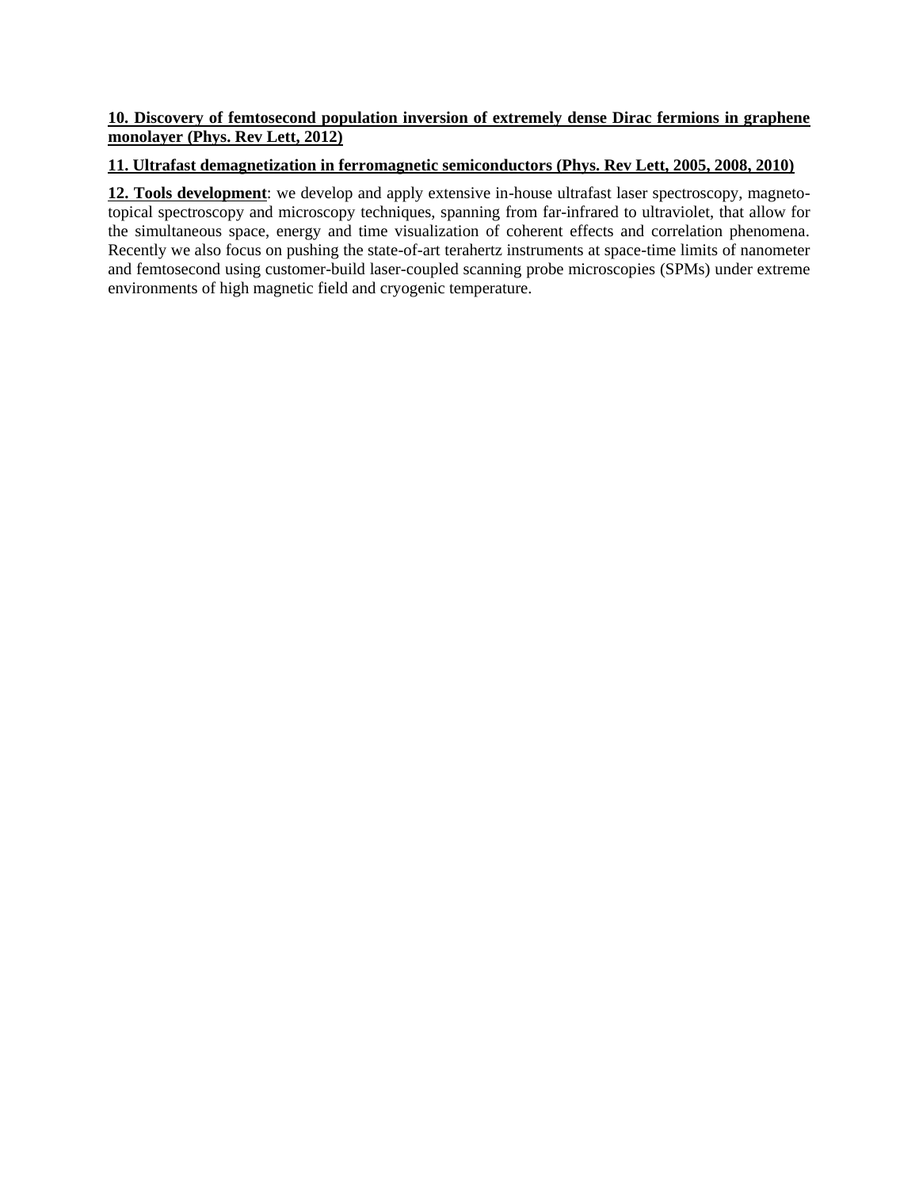**10. Discovery of femtosecond population inversion of extremely dense Dirac fermions in graphene monolayer (Phys. Rev Lett, 2012)**

**11. Ultrafast demagnetization in ferromagnetic semiconductors (Phys. Rev Lett, 2005, 2008, 2010)**

**12. Tools development**: we develop and apply extensive in-house ultrafast laser spectroscopy, magneto-topical spectroscopy and microscopy techniques, spanning from far-infrared to ultraviolet, that allow for the simultaneous space, energy and time visualization of coherent effects and correlation phenomena. Recently we also focus on pushing the state-of-art terahertz instruments at space-time limits of nanometer and femtosecond using customer-build laser-coupled scanning probe microscopies (SPMs) under extreme environments of high magnetic field and cryogenic temperature.